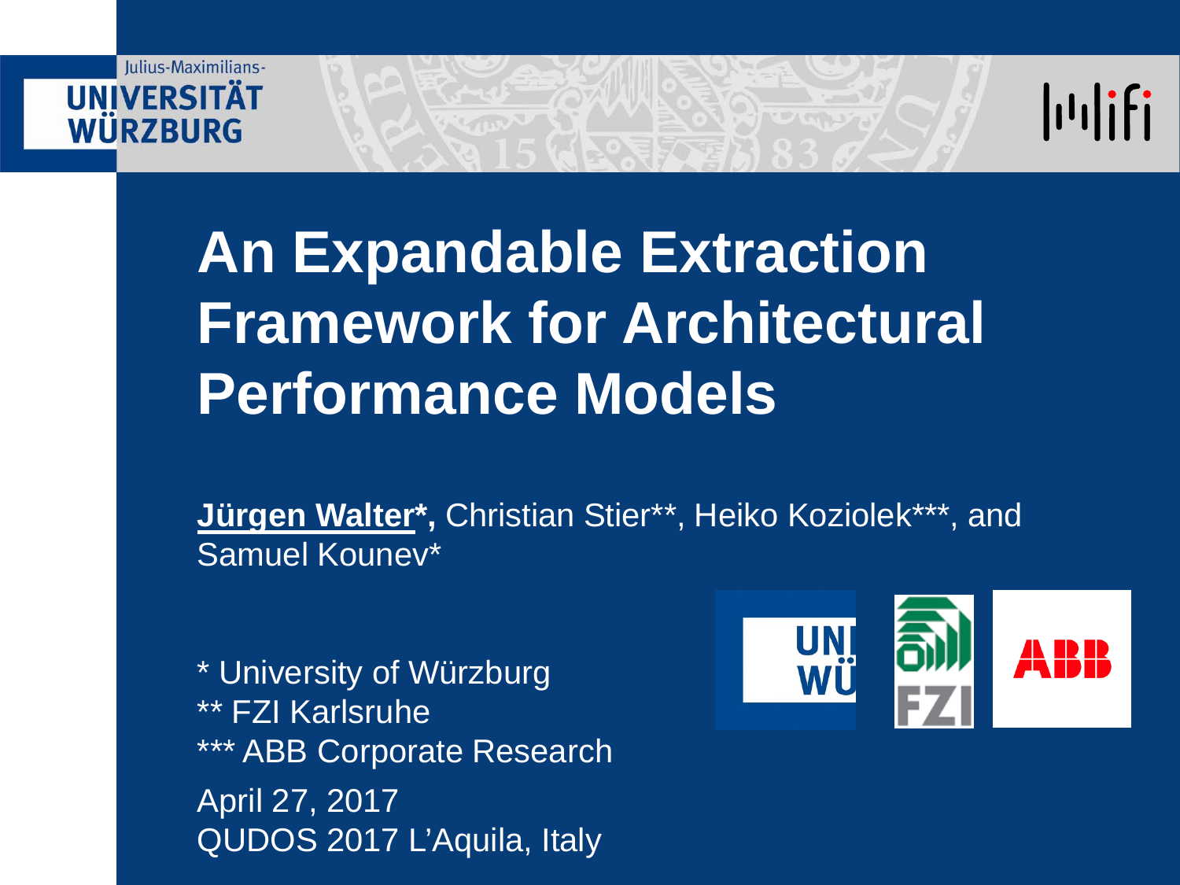Julius-Maximilians-
UNIVERSITÄT
WÜRZBURG

# An Expandable Extraction Framework for Architectural Performance Models

**Jürgen Walter*,** Christian Stier**, Heiko Koziolek***, and Samuel Kounev*

* University of Würzburg
** FZI Karlsruhe
*** ABB Corporate Research

April 27, 2017
QUDOS 2017 L'Aquila, Italy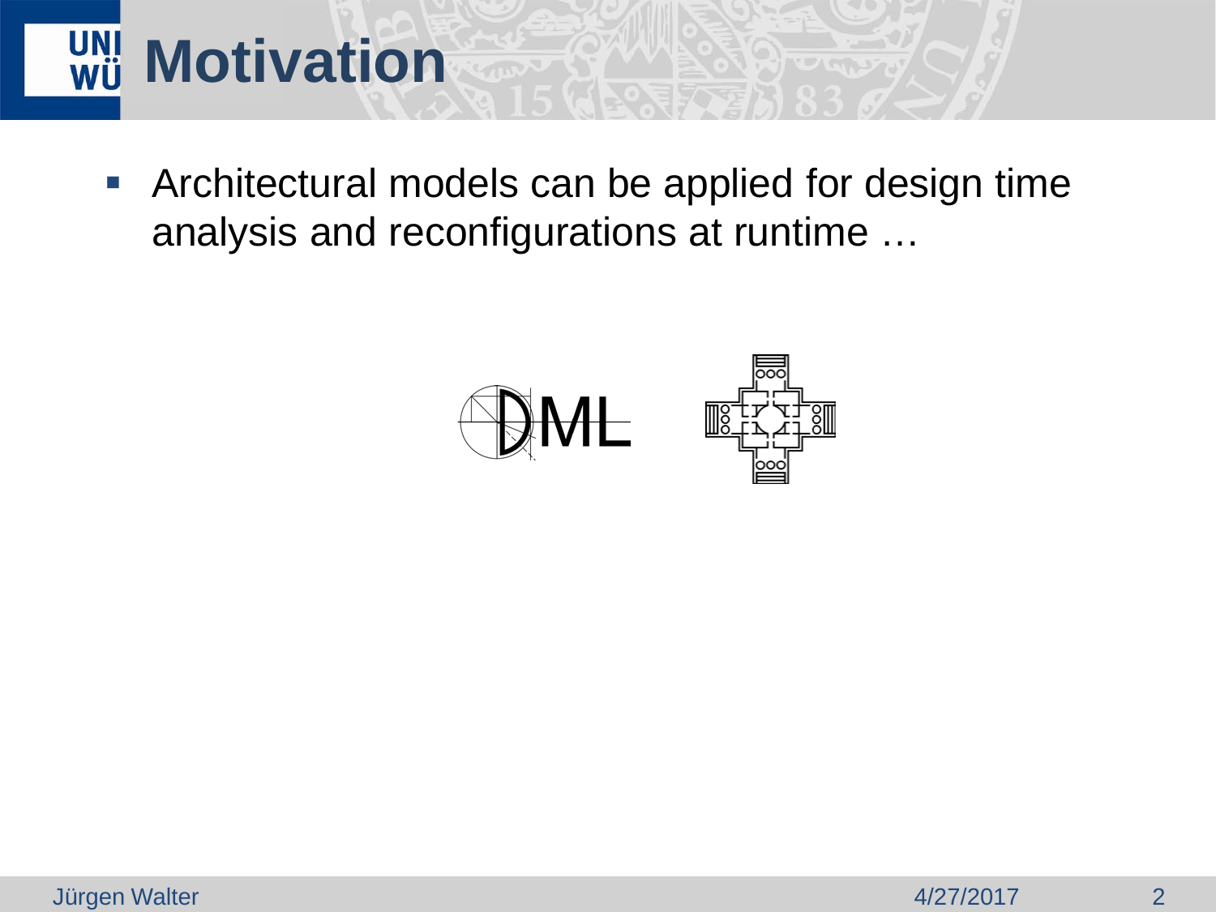# Motivation

- Architectural models can be applied for design time analysis and reconfigurations at runtime …

DML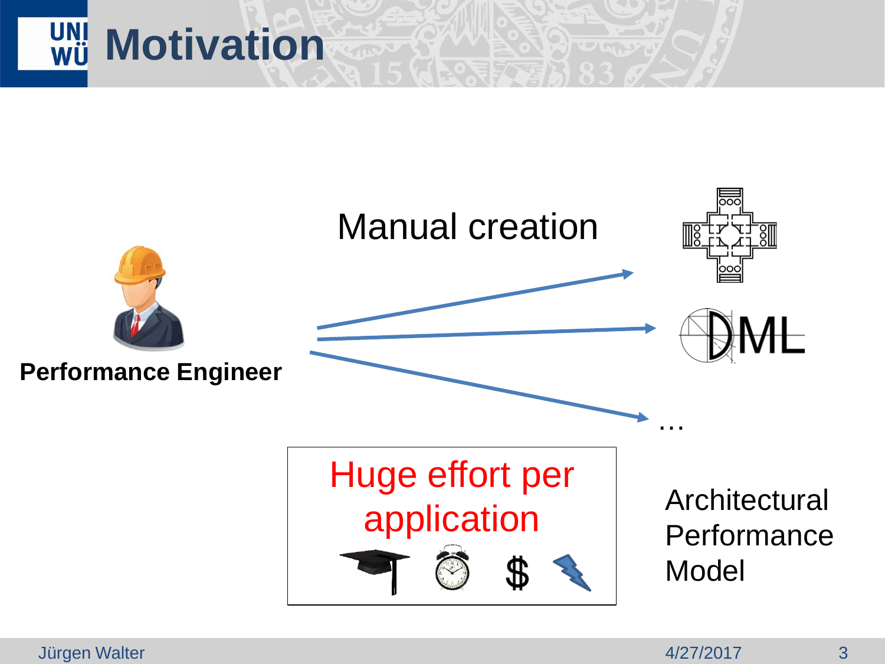# Motivation

**Performance Engineer**

Manual creation

DML

…

Huge effort per application

Architectural Performance Model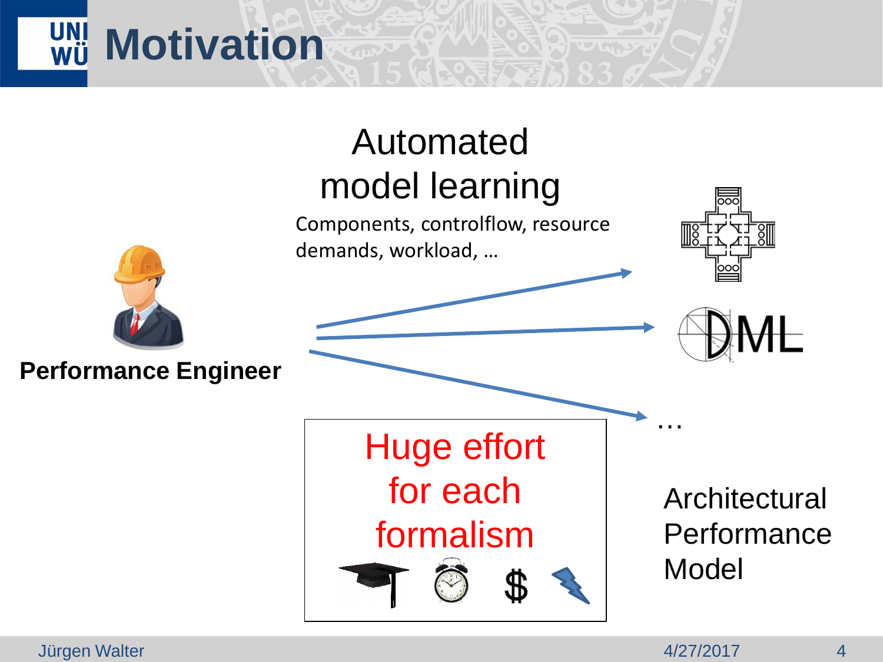# Motivation

**Performance Engineer**

Automated model learning

Components, controlflow, resource demands, workload, …

DML

…

Huge effort for each formalism

Architectural Performance Model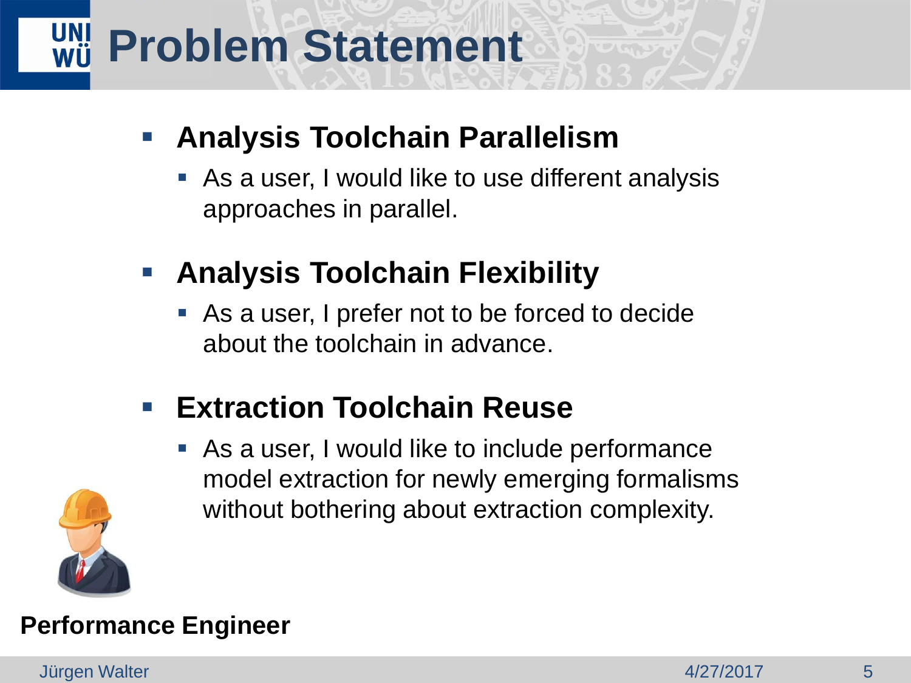# Problem Statement

- **Analysis Toolchain Parallelism**
  - As a user, I would like to use different analysis approaches in parallel.
- **Analysis Toolchain Flexibility**
  - As a user, I prefer not to be forced to decide about the toolchain in advance.
- **Extraction Toolchain Reuse**
  - As a user, I would like to include performance model extraction for newly emerging formalisms without bothering about extraction complexity.

**Performance Engineer**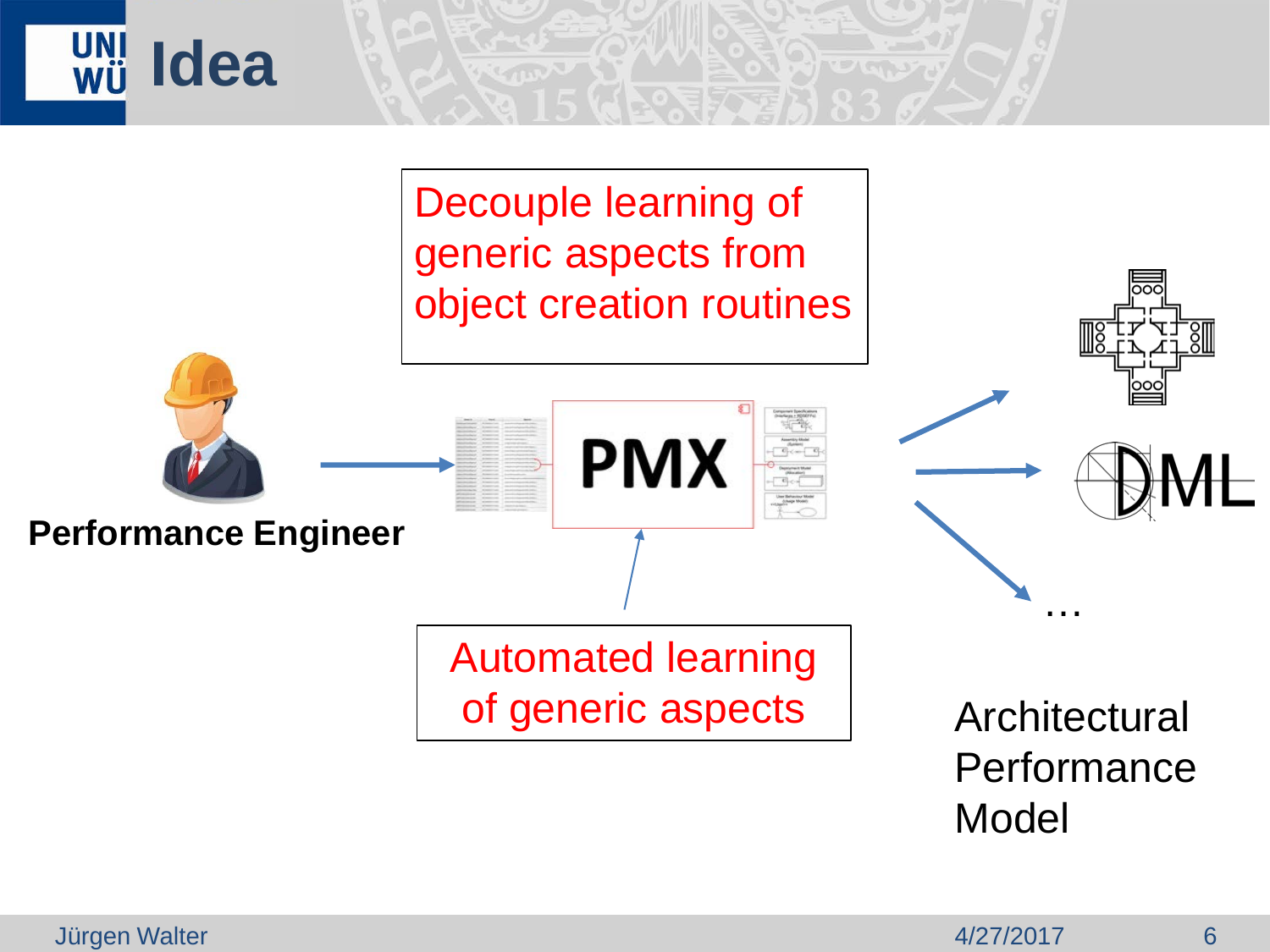# Idea

Decouple learning of generic aspects from object creation routines

Performance Engineer

PMX

Automated learning of generic aspects

DML

…

Architectural Performance Model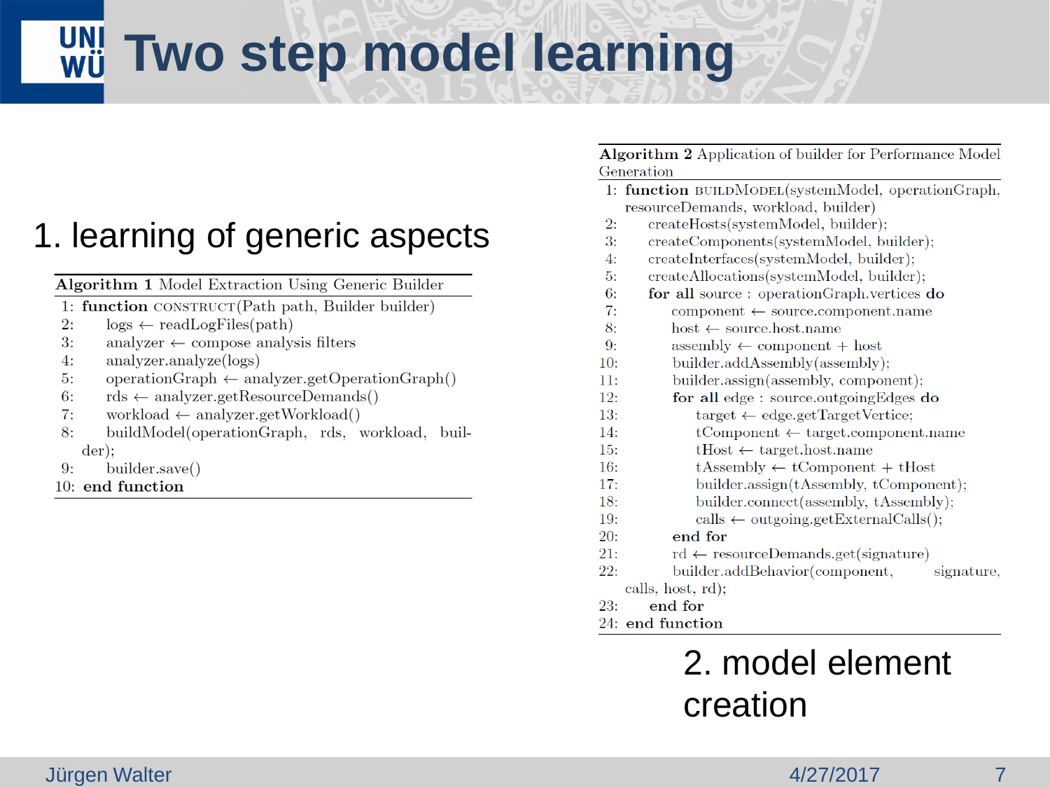# Two step model learning

1. learning of generic aspects

**Algorithm 1** Model Extraction Using Generic Builder

```
1:  function CONSTRUCT(Path path, Builder builder)
2:      logs ← readLogFiles(path)
3:      analyzer ← compose analysis filters
4:      analyzer.analyze(logs)
5:      operationGraph ← analyzer.getOperationGraph()
6:      rds ← analyzer.getResourceDemands()
7:      workload ← analyzer.getWorkload()
8:      buildModel(operationGraph, rds, workload, builder);
9:      builder.save()
10: end function
```

**Algorithm 2** Application of builder for Performance Model Generation

```
1:  function BUILDMODEL(systemModel, operationGraph, resourceDemands, workload, builder)
2:      createHosts(systemModel, builder);
3:      createComponents(systemModel, builder);
4:      createInterfaces(systemModel, builder);
5:      createAllocations(systemModel, builder);
6:      for all source : operationGraph.vertices do
7:          component ← source.component.name
8:          host ← source.host.name
9:          assembly ← component + host
10:         builder.addAssembly(assembly);
11:         builder.assign(assembly, component);
12:         for all edge : source.outgoingEdges do
13:             target ← edge.getTargetVertice;
14:             tComponent ← target.component.name
15:             tHost ← target.host.name
16:             tAssembly ← tComponent + tHost
17:             builder.assign(tAssembly, tComponent);
18:             builder.connect(assembly, tAssembly);
19:             calls ← outgoing.getExternalCalls();
20:         end for
21:         rd ← resourceDemands.get(signature)
22:         builder.addBehavior(component, signature, calls, host, rd);
23:     end for
24: end function
```

2. model element creation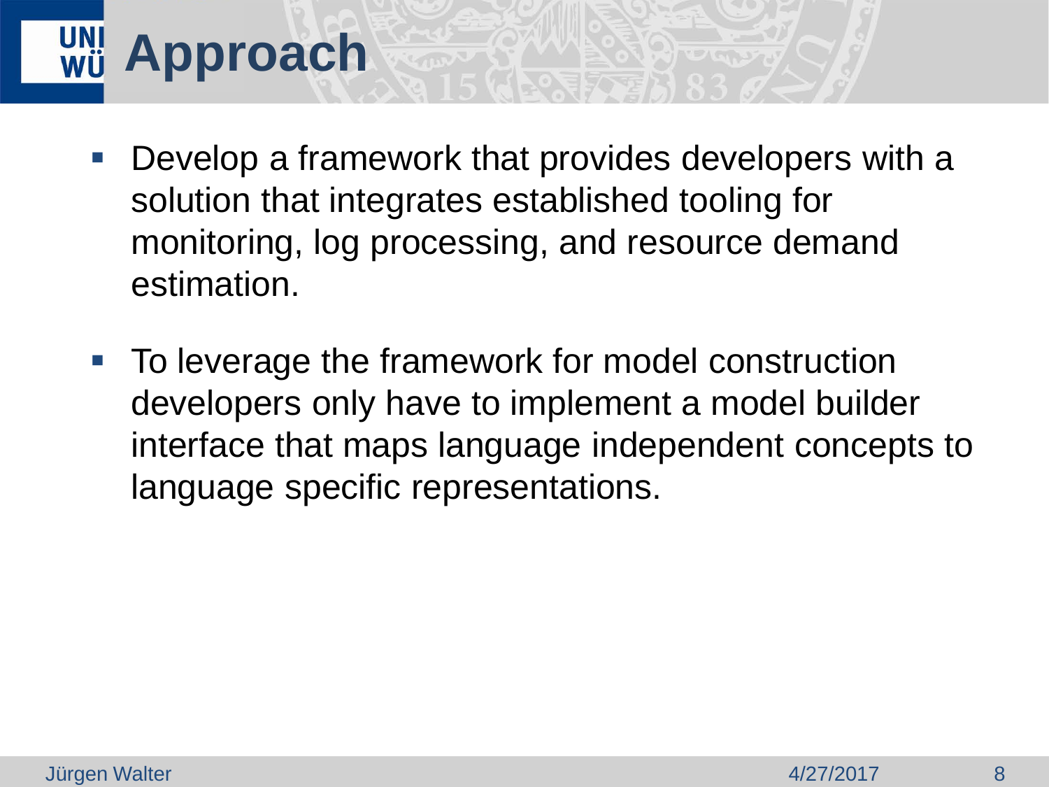# Approach

- Develop a framework that provides developers with a solution that integrates established tooling for monitoring, log processing, and resource demand estimation.

- To leverage the framework for model construction developers only have to implement a model builder interface that maps language independent concepts to language specific representations.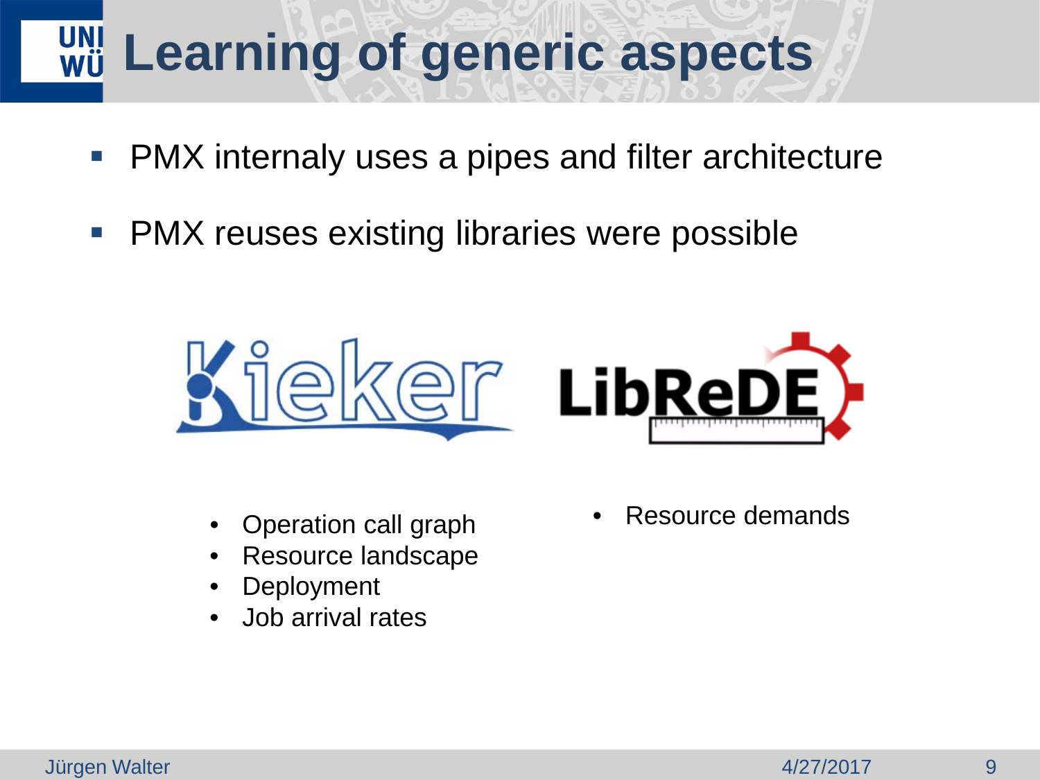# Learning of generic aspects

- PMX internaly uses a pipes and filter architecture
- PMX reuses existing libraries were possible

Kieker

- Operation call graph
- Resource landscape
- Deployment
- Job arrival rates

LibReDE

- Resource demands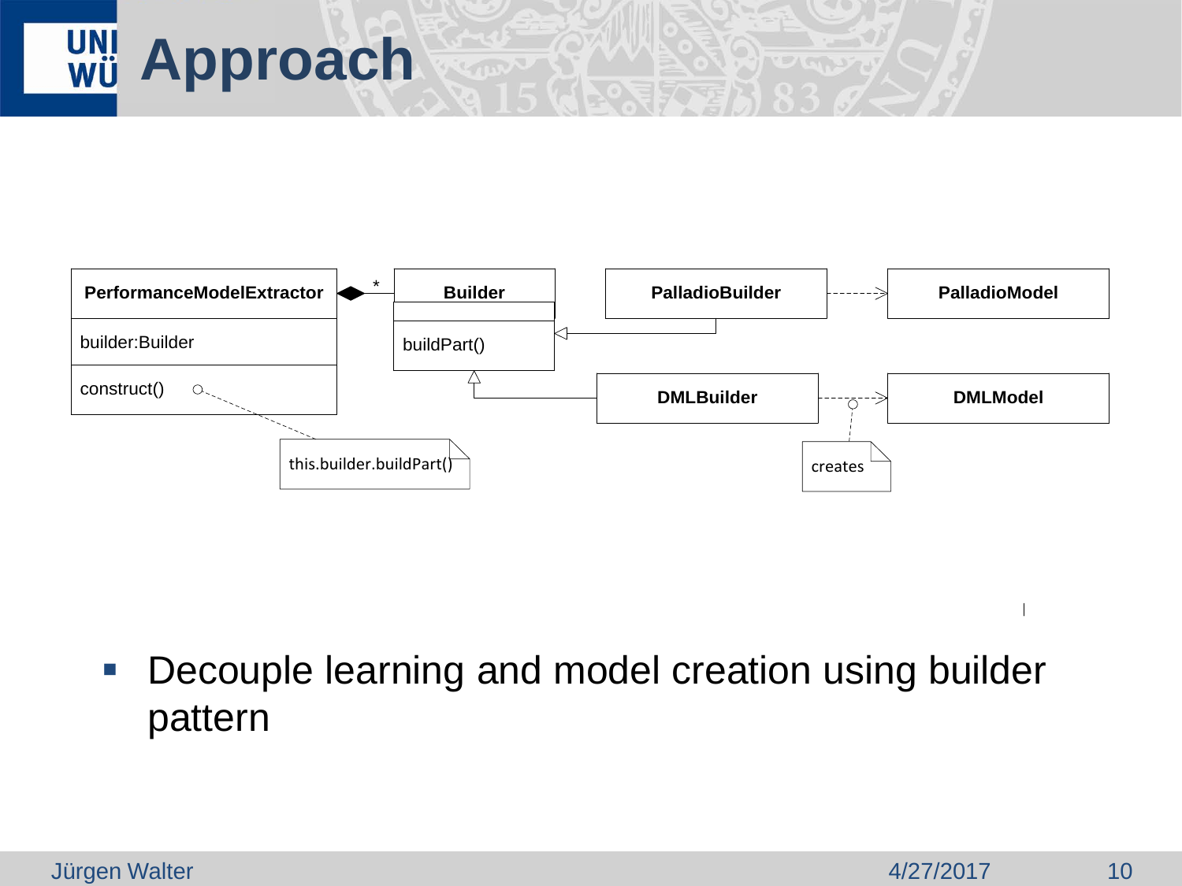# Approach

PerformanceModelExtractor

builder:Builder

construct()

Builder

buildPart()

PalladioBuilder

PalladioModel

DMLBuilder

DMLModel

this.builder.buildPart()

creates

- Decouple learning and model creation using builder pattern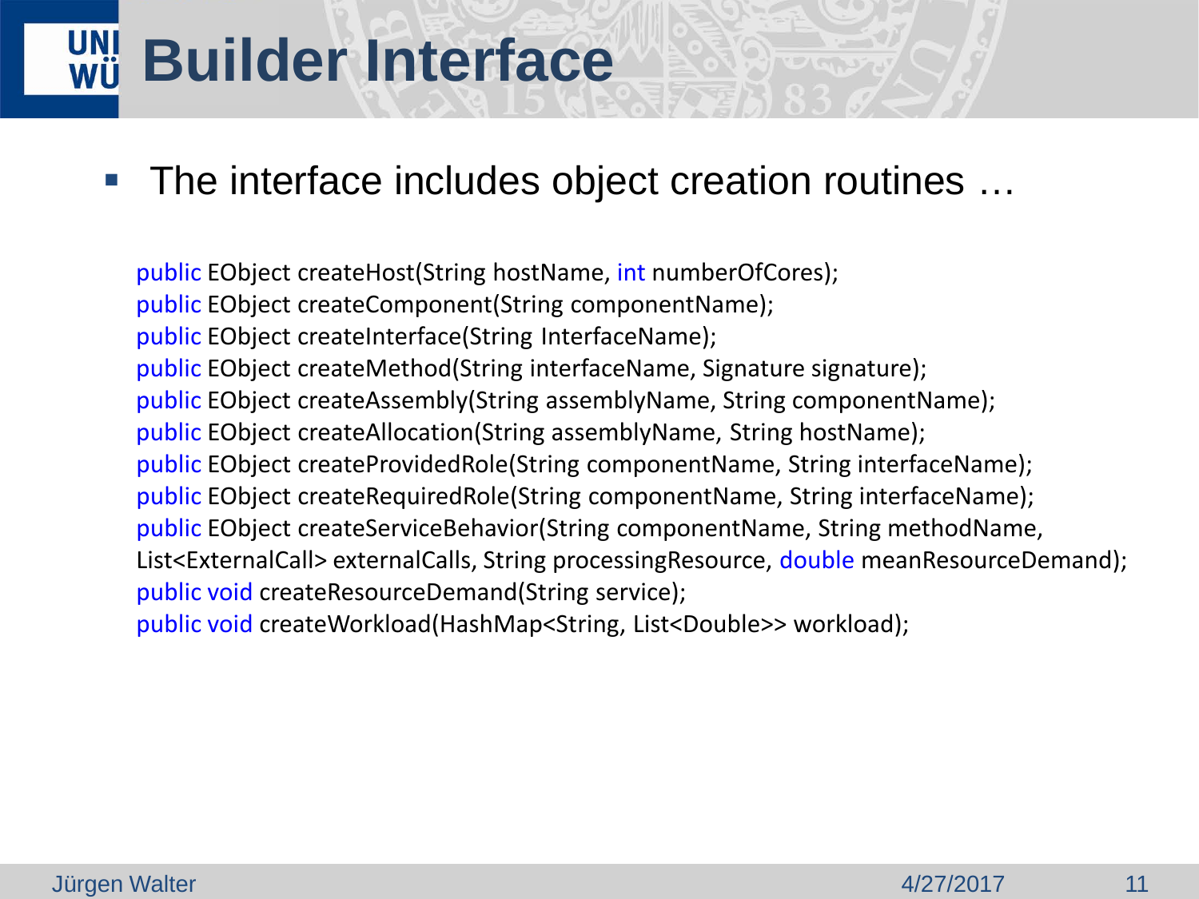# Builder Interface

- The interface includes object creation routines …

```
public EObject createHost(String hostName, int numberOfCores);
public EObject createComponent(String componentName);
public EObject createInterface(String InterfaceName);
public EObject createMethod(String interfaceName, Signature signature);
public EObject createAssembly(String assemblyName, String componentName);
public EObject createAllocation(String assemblyName, String hostName);
public EObject createProvidedRole(String componentName, String interfaceName);
public EObject createRequiredRole(String componentName, String interfaceName);
public EObject createServiceBehavior(String componentName, String methodName,
List<ExternalCall> externalCalls, String processingResource, double meanResourceDemand);
public void createResourceDemand(String service);
public void createWorkload(HashMap<String, List<Double>> workload);
```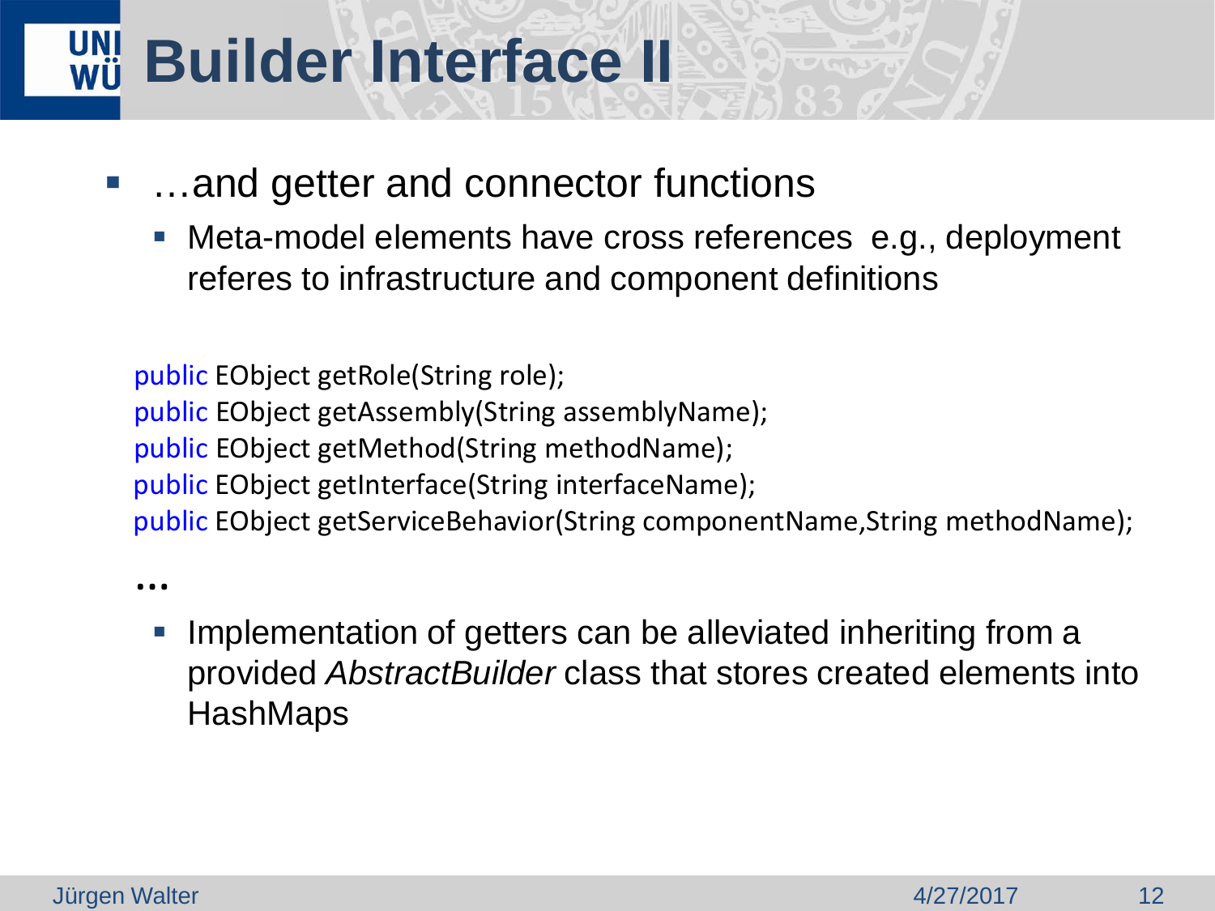# Builder Interface II

- …and getter and connector functions
  - Meta-model elements have cross references  e.g., deployment referes to infrastructure and component definitions

```
public EObject getRole(String role);
public EObject getAssembly(String assemblyName);
public EObject getMethod(String methodName);
public EObject getInterface(String interfaceName);
public EObject getServiceBehavior(String componentName,String methodName);
```

…

  - Implementation of getters can be alleviated inheriting from a provided *AbstractBuilder* class that stores created elements into HashMaps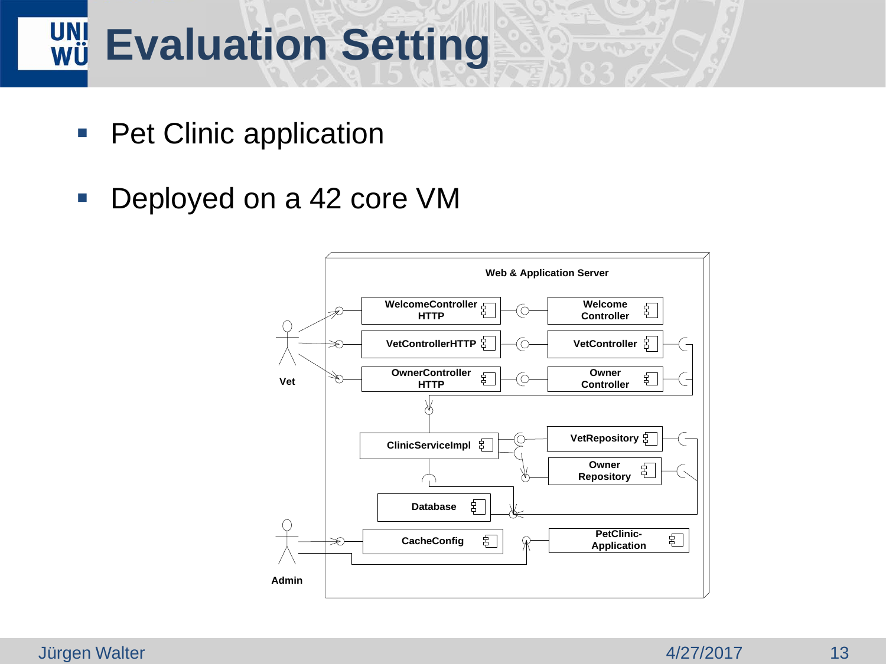# Evaluation Setting

- Pet Clinic application
- Deployed on a 42 core VM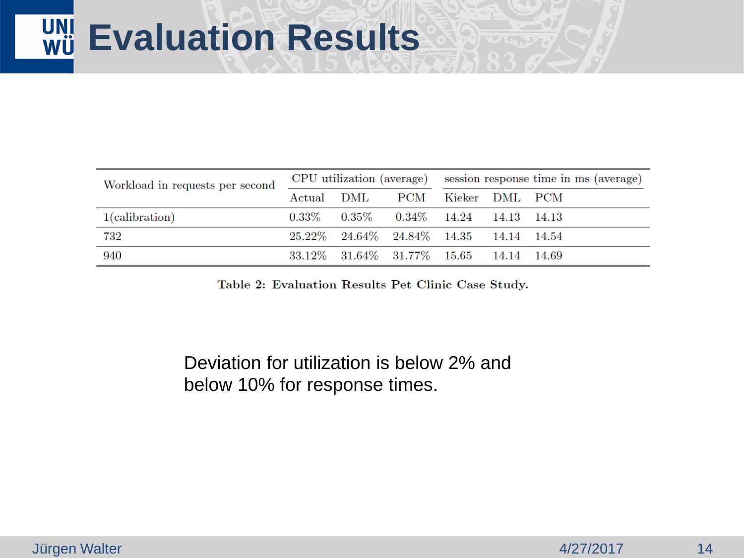# Evaluation Results

| Workload in requests per second | CPU utilization (average) | | | session response time in ms (average) | | |
|---|---|---|---|---|---|---|
| | Actual | DML | PCM | Kieker | DML | PCM |
| 1(calibration) | 0.33% | 0.35% | 0.34% | 14.24 | 14.13 | 14.13 |
| 732 | 25.22% | 24.64% | 24.84% | 14.35 | 14.14 | 14.54 |
| 940 | 33.12% | 31.64% | 31.77% | 15.65 | 14.14 | 14.69 |

**Table 2: Evaluation Results Pet Clinic Case Study.**

Deviation for utilization is below 2% and below 10% for response times.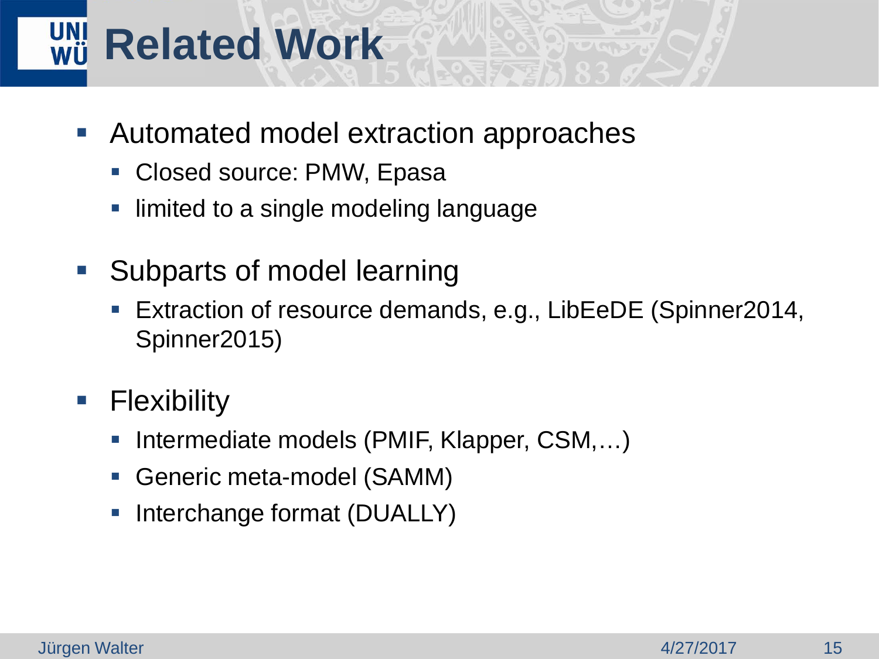# Related Work

- Automated model extraction approaches
  - Closed source: PMW, Epasa
  - limited to a single modeling language
- Subparts of model learning
  - Extraction of resource demands, e.g., LibEeDE (Spinner2014, Spinner2015)
- Flexibility
  - Intermediate models (PMIF, Klapper, CSM,…)
  - Generic meta-model (SAMM)
  - Interchange format (DUALLY)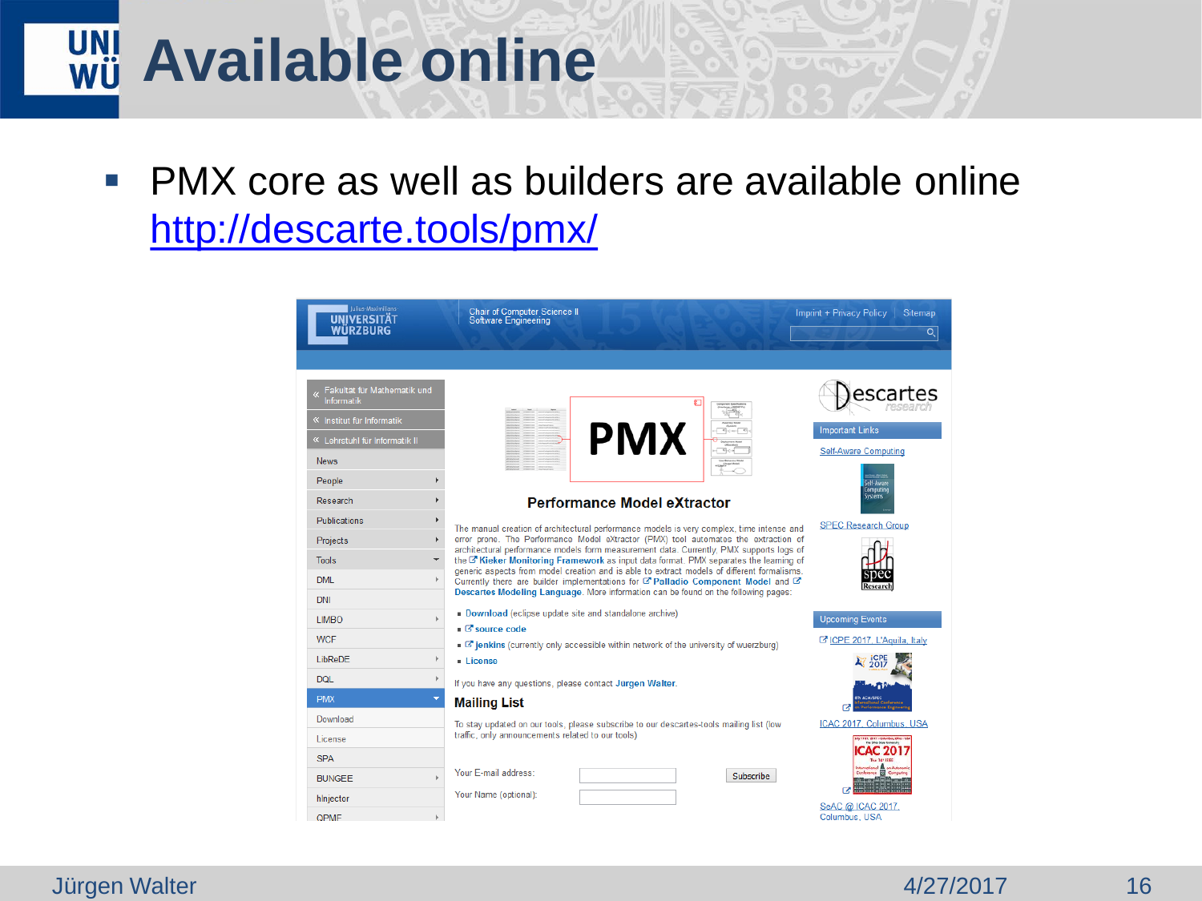# Available online

- PMX core as well as builders are available online
  http://descarte.tools/pmx/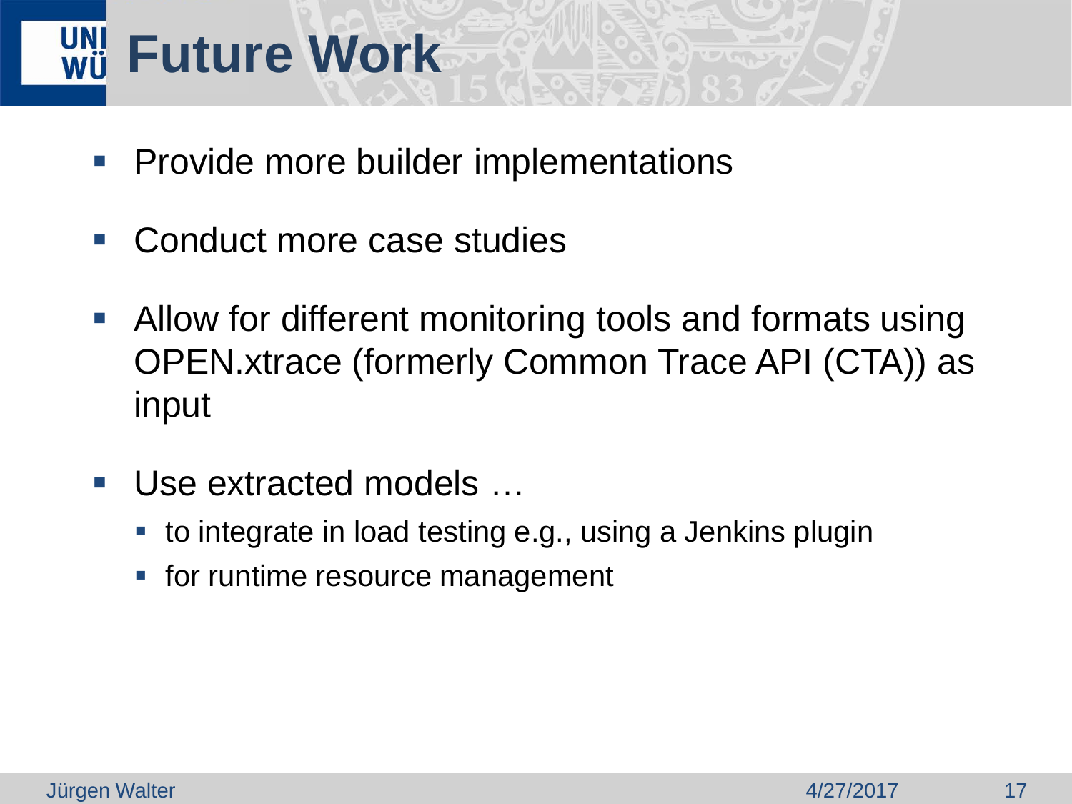# Future Work

- Provide more builder implementations
- Conduct more case studies
- Allow for different monitoring tools and formats using OPEN.xtrace (formerly Common Trace API (CTA)) as input
- Use extracted models …
  - to integrate in load testing e.g., using a Jenkins plugin
  - for runtime resource management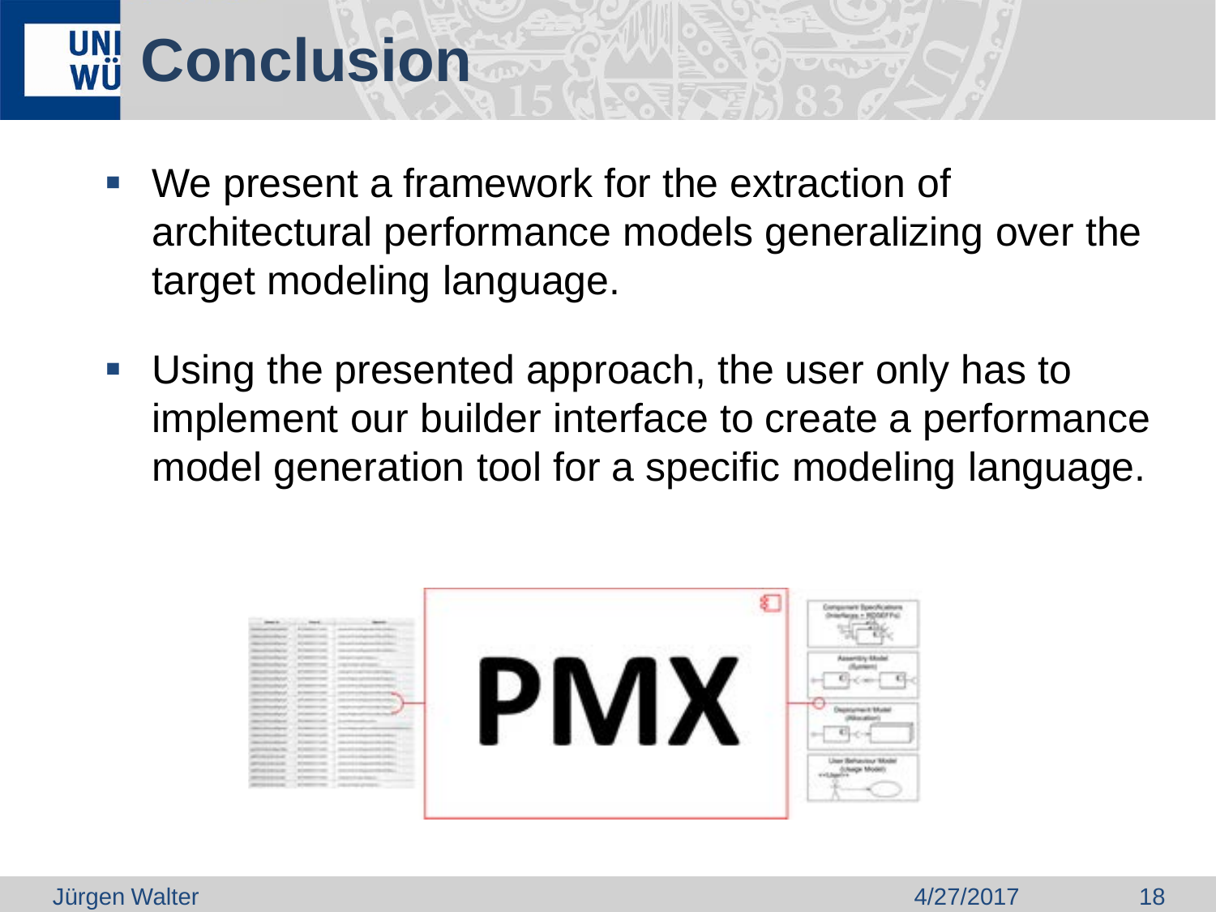# Conclusion

- We present a framework for the extraction of architectural performance models generalizing over the target modeling language.
- Using the presented approach, the user only has to implement our builder interface to create a performance model generation tool for a specific modeling language.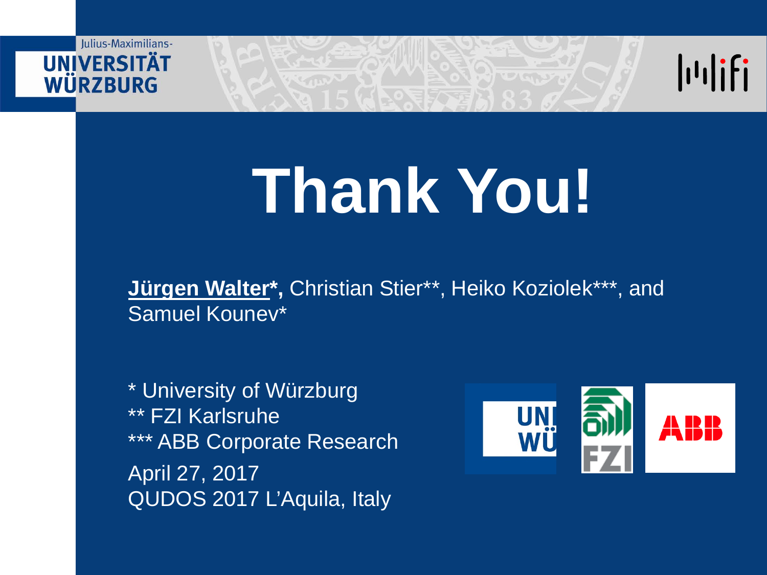# Thank You!

**Jürgen Walter*,** Christian Stier**, Heiko Koziolek***, and Samuel Kounev*

* University of Würzburg
** FZI Karlsruhe
*** ABB Corporate Research

April 27, 2017
QUDOS 2017 L'Aquila, Italy